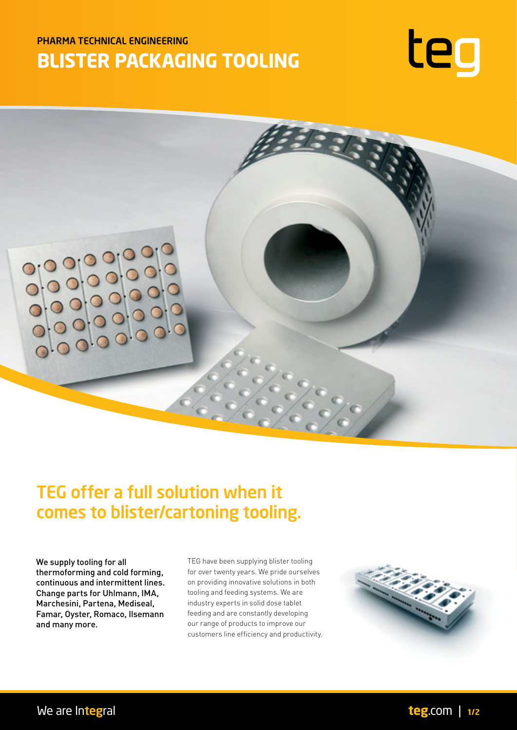PHARMA TECHNICAL ENGINEERING

# BLISTER PACKAGING TOOLING

teg

## TEG offer a full solution when it comes to blister/cartoning tooling.

**We supply tooling for all thermoforming and cold forming, continuous and intermittent lines. Change parts for Uhlmann, IMA, Marchesini, Partena, Mediseal, Famar, Oyster, Romaco, Ilsemann and many more.**

TEG have been supplying blister tooling for over twenty years. We pride ourselves on providing innovative solutions in both tooling and feeding systems. We are industry experts in solid dose tablet feeding and are constantly developing our range of products to improve our customers line efficiency and productivity.

We are Integral

teg.com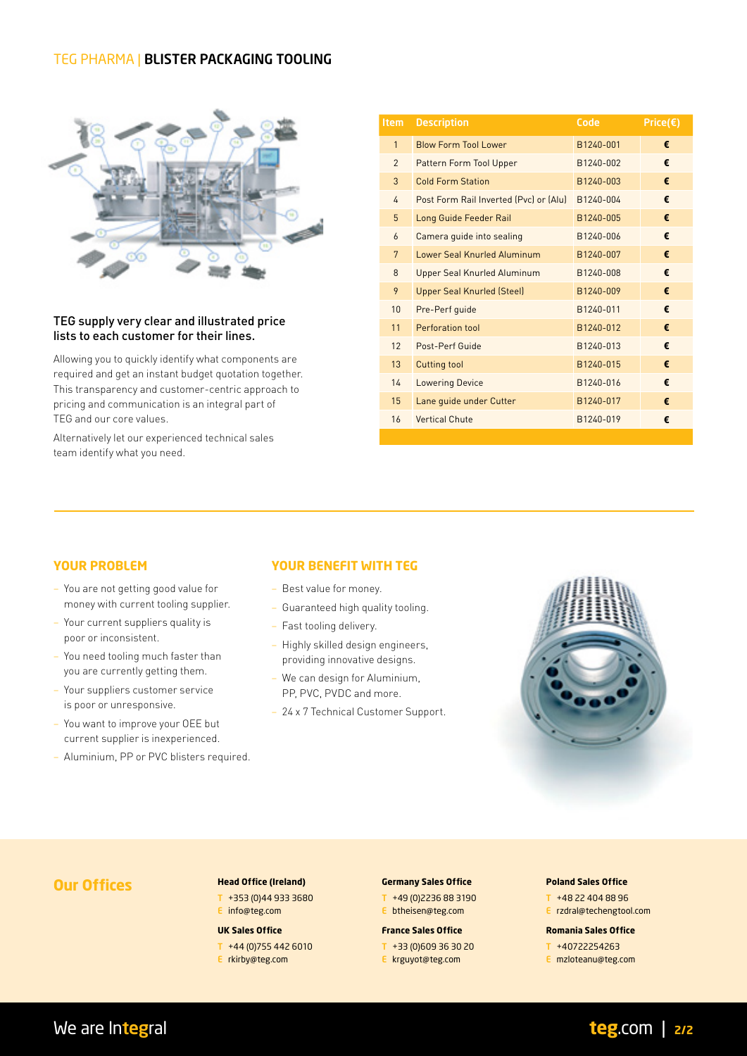# TEG PHARMA | BLISTER PACKAGING TOOLING

| Item | Description | Code | Price(€) |
|---|---|---|---|
| 1 | Blow Form Tool Lower | B1240-001 | € |
| 2 | Pattern Form Tool Upper | B1240-002 | € |
| 3 | Cold Form Station | B1240-003 | € |
| 4 | Post Form Rail Inverted (Pvc) or (Alu) | B1240-004 | € |
| 5 | Long Guide Feeder Rail | B1240-005 | € |
| 6 | Camera guide into sealing | B1240-006 | € |
| 7 | Lower Seal Knurled Aluminum | B1240-007 | € |
| 8 | Upper Seal Knurled Aluminum | B1240-008 | € |
| 9 | Upper Seal Knurled (Steel) | B1240-009 | € |
| 10 | Pre-Perf guide | B1240-011 | € |
| 11 | Perforation tool | B1240-012 | € |
| 12 | Post-Perf Guide | B1240-013 | € |
| 13 | Cutting tool | B1240-015 | € |
| 14 | Lowering Device | B1240-016 | € |
| 15 | Lane guide under Cutter | B1240-017 | € |
| 16 | Vertical Chute | B1240-019 | € |

### TEG supply very clear and illustrated price lists to each customer for their lines.

Allowing you to quickly identify what components are required and get an instant budget quotation together. This transparency and customer-centric approach to pricing and communication is an integral part of TEG and our core values.

Alternatively let our experienced technical sales team identify what you need.

## YOUR PROBLEM

- You are not getting good value for money with current tooling supplier.
- Your current suppliers quality is poor or inconsistent.
- You need tooling much faster than you are currently getting them.
- Your suppliers customer service is poor or unresponsive.
- You want to improve your OEE but current supplier is inexperienced.
- Aluminium, PP or PVC blisters required.

## YOUR BENEFIT WITH TEG

- Best value for money.
- Guaranteed high quality tooling.
- Fast tooling delivery.
- Highly skilled design engineers, providing innovative designs.
- We can design for Aluminium, PP, PVC, PVDC and more.
- 24 x 7 Technical Customer Support.

## Our Offices

**Head Office (Ireland)**
T +353 (0)44 933 3680
E info@teg.com

**UK Sales Office**
T +44 (0)755 442 6010
E rkirby@teg.com

**Germany Sales Office**
T +49 (0)2236 88 3190
E btheisen@teg.com

**France Sales Office**
T +33 (0)609 36 30 20
E krguyot@teg.com

**Poland Sales Office**
T +48 22 404 88 96
E rzdral@techengtool.com

**Romania Sales Office**
T +40722254263
E mzloteanu@teg.com

We are Integral

teg.com